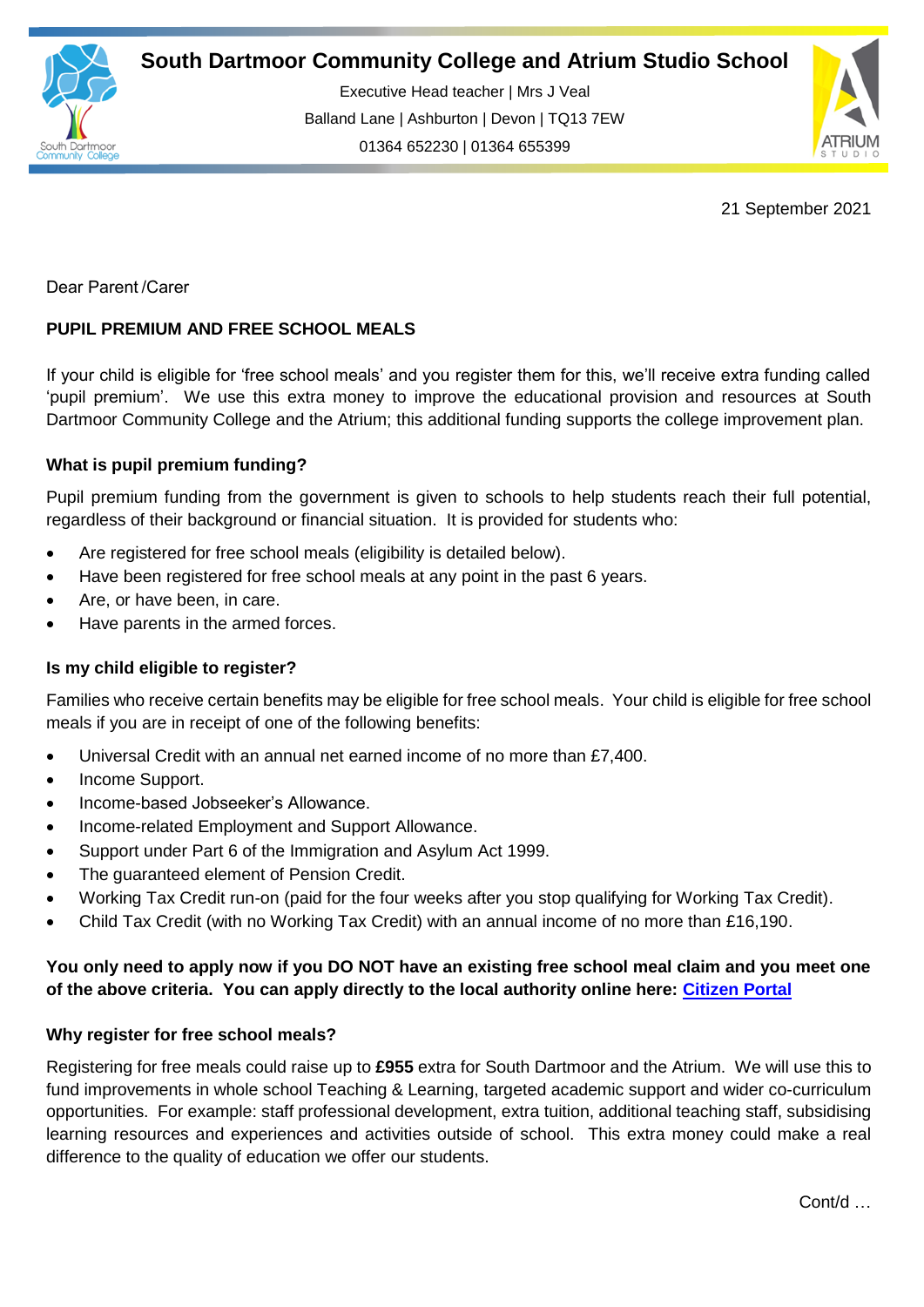# South Dartmoor Community College and Atrium Studio School

Executive Head teacher | Mrs J Veal
Balland Lane | Ashburton | Devon | TQ13 7EW
01364 652230 | 01364 655399

21 September 2021

Dear Parent /Carer

**PUPIL PREMIUM AND FREE SCHOOL MEALS**

If your child is eligible for 'free school meals' and you register them for this, we'll receive extra funding called 'pupil premium'. We use this extra money to improve the educational provision and resources at South Dartmoor Community College and the Atrium; this additional funding supports the college improvement plan.

**What is pupil premium funding?**

Pupil premium funding from the government is given to schools to help students reach their full potential, regardless of their background or financial situation. It is provided for students who:

- Are registered for free school meals (eligibility is detailed below).
- Have been registered for free school meals at any point in the past 6 years.
- Are, or have been, in care.
- Have parents in the armed forces.

**Is my child eligible to register?**

Families who receive certain benefits may be eligible for free school meals. Your child is eligible for free school meals if you are in receipt of one of the following benefits:

- Universal Credit with an annual net earned income of no more than £7,400.
- Income Support.
- Income-based Jobseeker's Allowance.
- Income-related Employment and Support Allowance.
- Support under Part 6 of the Immigration and Asylum Act 1999.
- The guaranteed element of Pension Credit.
- Working Tax Credit run-on (paid for the four weeks after you stop qualifying for Working Tax Credit).
- Child Tax Credit (with no Working Tax Credit) with an annual income of no more than £16,190.

**You only need to apply now if you DO NOT have an existing free school meal claim and you meet one of the above criteria. You can apply directly to the local authority online here: Citizen Portal**

**Why register for free school meals?**

Registering for free meals could raise up to **£955** extra for South Dartmoor and the Atrium. We will use this to fund improvements in whole school Teaching & Learning, targeted academic support and wider co-curriculum opportunities. For example: staff professional development, extra tuition, additional teaching staff, subsidising learning resources and experiences and activities outside of school. This extra money could make a real difference to the quality of education we offer our students.

Cont/d …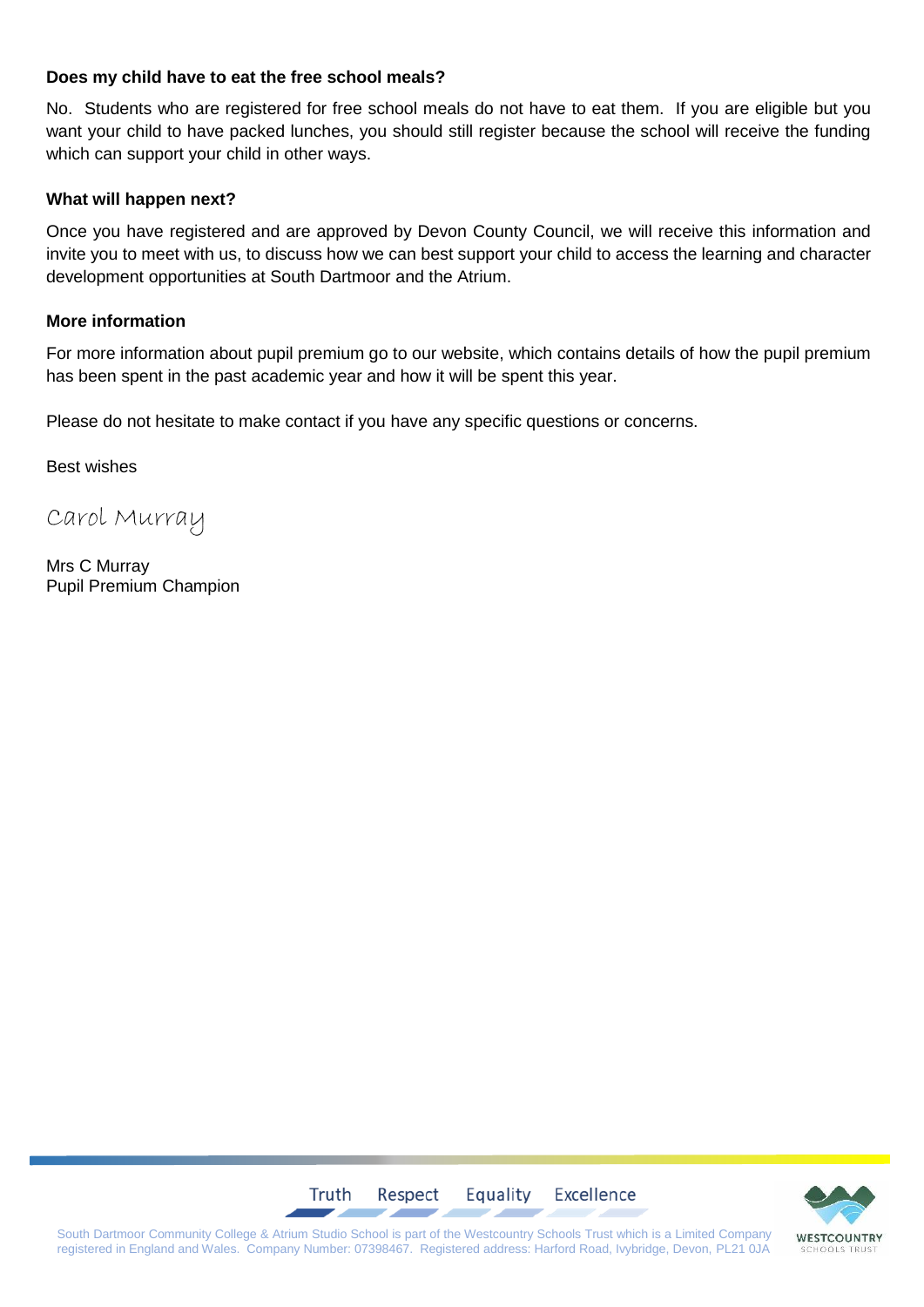**Does my child have to eat the free school meals?**

No. Students who are registered for free school meals do not have to eat them. If you are eligible but you want your child to have packed lunches, you should still register because the school will receive the funding which can support your child in other ways.

**What will happen next?**

Once you have registered and are approved by Devon County Council, we will receive this information and invite you to meet with us, to discuss how we can best support your child to access the learning and character development opportunities at South Dartmoor and the Atrium.

**More information**

For more information about pupil premium go to our website, which contains details of how the pupil premium has been spent in the past academic year and how it will be spent this year.

Please do not hesitate to make contact if you have any specific questions or concerns.

Best wishes

Carol Murray

Mrs C Murray
Pupil Premium Champion